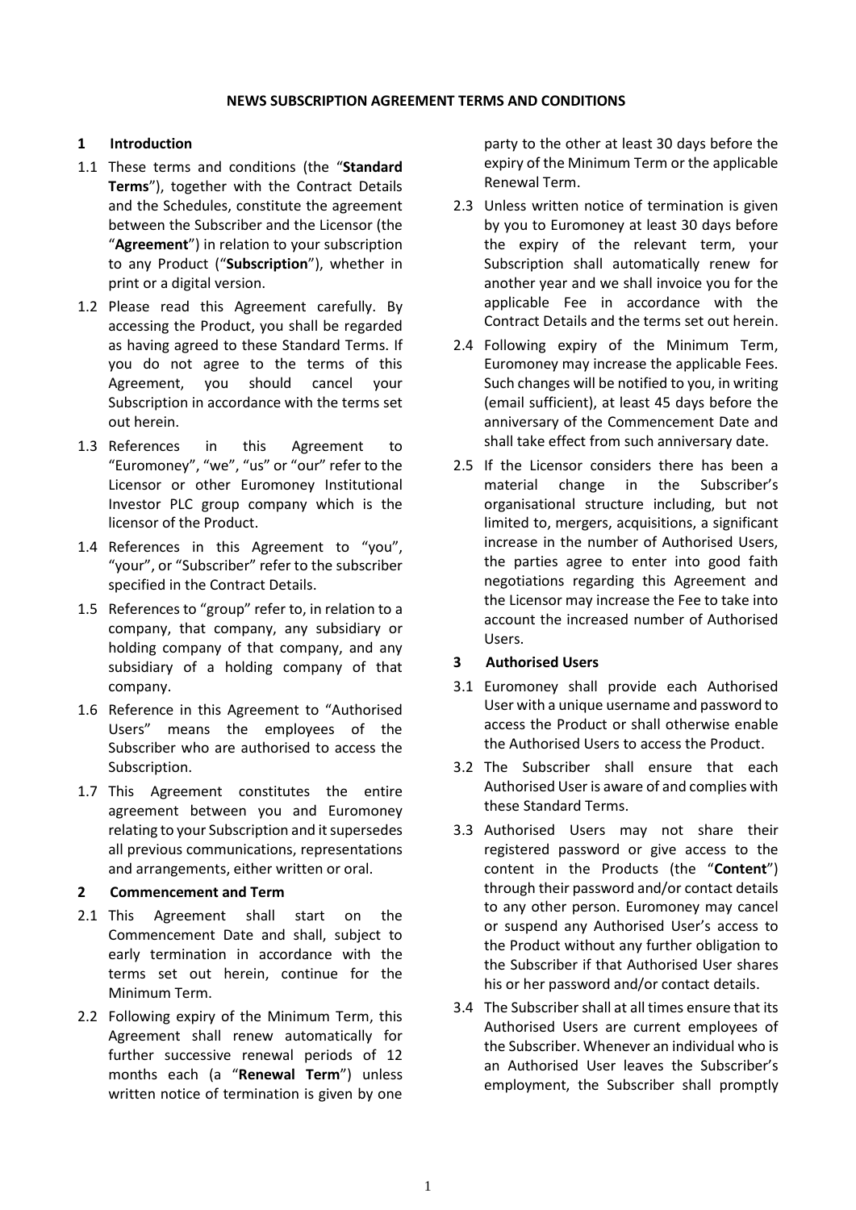# NEWS SUBSCRIPTION AGREEMENT TERMS AND CONDITIONS

## 1 Introduction

1.1 These terms and conditions (the "**Standard Terms**"), together with the Contract Details and the Schedules, constitute the agreement between the Subscriber and the Licensor (the "**Agreement**") in relation to your subscription to any Product ("**Subscription**"), whether in print or a digital version.

1.2 Please read this Agreement carefully. By accessing the Product, you shall be regarded as having agreed to these Standard Terms. If you do not agree to the terms of this Agreement, you should cancel your Subscription in accordance with the terms set out herein.

1.3 References in this Agreement to "Euromoney", "we", "us" or "our" refer to the Licensor or other Euromoney Institutional Investor PLC group company which is the licensor of the Product.

1.4 References in this Agreement to "you", "your", or "Subscriber" refer to the subscriber specified in the Contract Details.

1.5 References to "group" refer to, in relation to a company, that company, any subsidiary or holding company of that company, and any subsidiary of a holding company of that company.

1.6 Reference in this Agreement to "Authorised Users" means the employees of the Subscriber who are authorised to access the Subscription.

1.7 This Agreement constitutes the entire agreement between you and Euromoney relating to your Subscription and it supersedes all previous communications, representations and arrangements, either written or oral.

## 2 Commencement and Term

2.1 This Agreement shall start on the Commencement Date and shall, subject to early termination in accordance with the terms set out herein, continue for the Minimum Term.

2.2 Following expiry of the Minimum Term, this Agreement shall renew automatically for further successive renewal periods of 12 months each (a "**Renewal Term**") unless written notice of termination is given by one party to the other at least 30 days before the expiry of the Minimum Term or the applicable Renewal Term.

2.3 Unless written notice of termination is given by you to Euromoney at least 30 days before the expiry of the relevant term, your Subscription shall automatically renew for another year and we shall invoice you for the applicable Fee in accordance with the Contract Details and the terms set out herein.

2.4 Following expiry of the Minimum Term, Euromoney may increase the applicable Fees. Such changes will be notified to you, in writing (email sufficient), at least 45 days before the anniversary of the Commencement Date and shall take effect from such anniversary date.

2.5 If the Licensor considers there has been a material change in the Subscriber's organisational structure including, but not limited to, mergers, acquisitions, a significant increase in the number of Authorised Users, the parties agree to enter into good faith negotiations regarding this Agreement and the Licensor may increase the Fee to take into account the increased number of Authorised Users.

## 3 Authorised Users

3.1 Euromoney shall provide each Authorised User with a unique username and password to access the Product or shall otherwise enable the Authorised Users to access the Product.

3.2 The Subscriber shall ensure that each Authorised User is aware of and complies with these Standard Terms.

3.3 Authorised Users may not share their registered password or give access to the content in the Products (the "**Content**") through their password and/or contact details to any other person. Euromoney may cancel or suspend any Authorised User's access to the Product without any further obligation to the Subscriber if that Authorised User shares his or her password and/or contact details.

3.4 The Subscriber shall at all times ensure that its Authorised Users are current employees of the Subscriber. Whenever an individual who is an Authorised User leaves the Subscriber's employment, the Subscriber shall promptly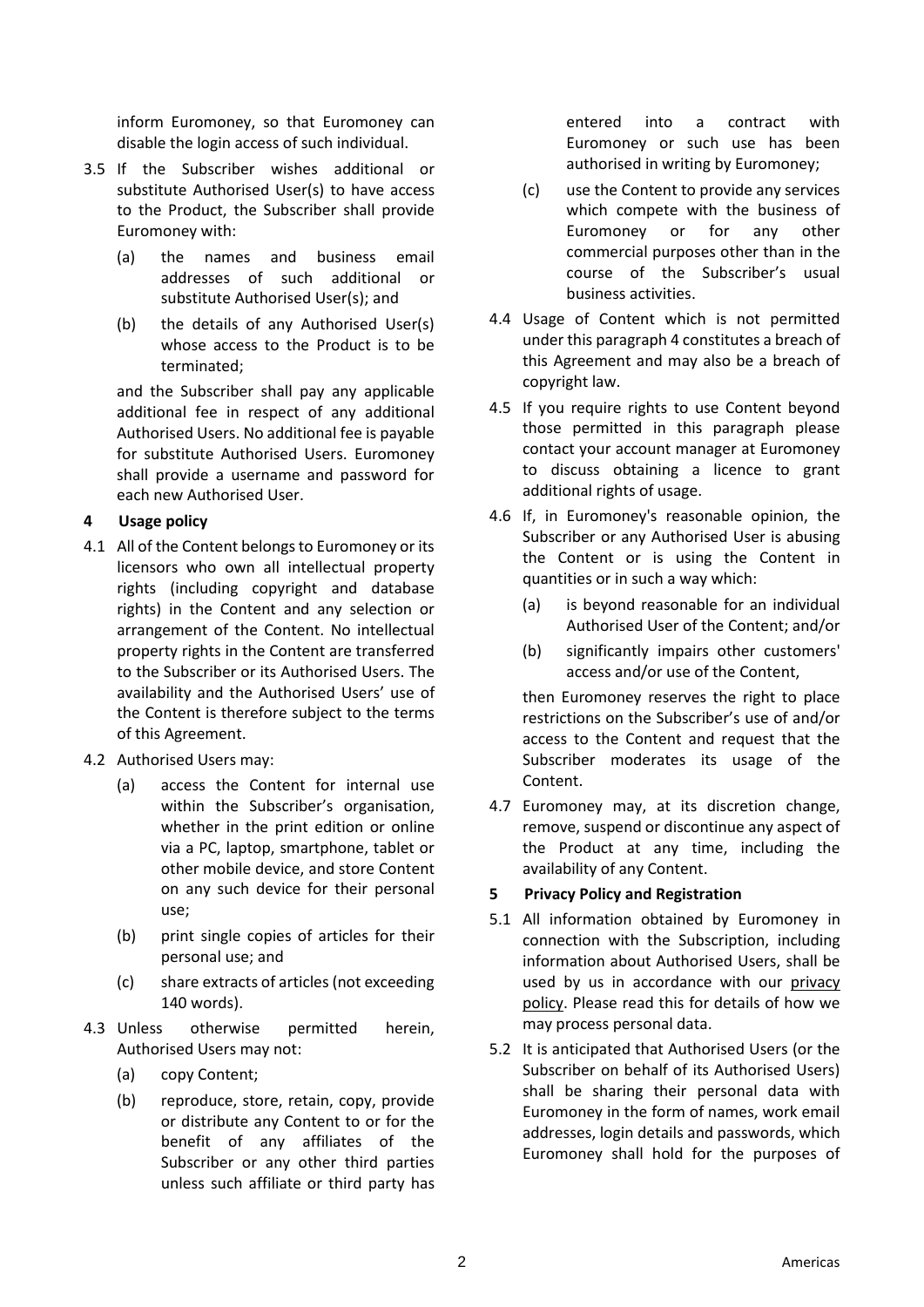inform Euromoney, so that Euromoney can disable the login access of such individual.

3.5 If the Subscriber wishes additional or substitute Authorised User(s) to have access to the Product, the Subscriber shall provide Euromoney with:

- (a) the names and business email addresses of such additional or substitute Authorised User(s); and
- (b) the details of any Authorised User(s) whose access to the Product is to be terminated;

and the Subscriber shall pay any applicable additional fee in respect of any additional Authorised Users. No additional fee is payable for substitute Authorised Users. Euromoney shall provide a username and password for each new Authorised User.

## 4 Usage policy

4.1 All of the Content belongs to Euromoney or its licensors who own all intellectual property rights (including copyright and database rights) in the Content and any selection or arrangement of the Content. No intellectual property rights in the Content are transferred to the Subscriber or its Authorised Users. The availability and the Authorised Users' use of the Content is therefore subject to the terms of this Agreement.

4.2 Authorised Users may:

- (a) access the Content for internal use within the Subscriber's organisation, whether in the print edition or online via a PC, laptop, smartphone, tablet or other mobile device, and store Content on any such device for their personal use;
- (b) print single copies of articles for their personal use; and
- (c) share extracts of articles (not exceeding 140 words).

4.3 Unless otherwise permitted herein, Authorised Users may not:

- (a) copy Content;
- (b) reproduce, store, retain, copy, provide or distribute any Content to or for the benefit of any affiliates of the Subscriber or any other third parties unless such affiliate or third party has entered into a contract with Euromoney or such use has been authorised in writing by Euromoney;
- (c) use the Content to provide any services which compete with the business of Euromoney or for any other commercial purposes other than in the course of the Subscriber's usual business activities.

4.4 Usage of Content which is not permitted under this paragraph 4 constitutes a breach of this Agreement and may also be a breach of copyright law.

4.5 If you require rights to use Content beyond those permitted in this paragraph please contact your account manager at Euromoney to discuss obtaining a licence to grant additional rights of usage.

4.6 If, in Euromoney's reasonable opinion, the Subscriber or any Authorised User is abusing the Content or is using the Content in quantities or in such a way which:

- (a) is beyond reasonable for an individual Authorised User of the Content; and/or
- (b) significantly impairs other customers' access and/or use of the Content,

then Euromoney reserves the right to place restrictions on the Subscriber's use of and/or access to the Content and request that the Subscriber moderates its usage of the Content.

4.7 Euromoney may, at its discretion change, remove, suspend or discontinue any aspect of the Product at any time, including the availability of any Content.

## 5 Privacy Policy and Registration

5.1 All information obtained by Euromoney in connection with the Subscription, including information about Authorised Users, shall be used by us in accordance with our privacy policy. Please read this for details of how we may process personal data.

5.2 It is anticipated that Authorised Users (or the Subscriber on behalf of its Authorised Users) shall be sharing their personal data with Euromoney in the form of names, work email addresses, login details and passwords, which Euromoney shall hold for the purposes of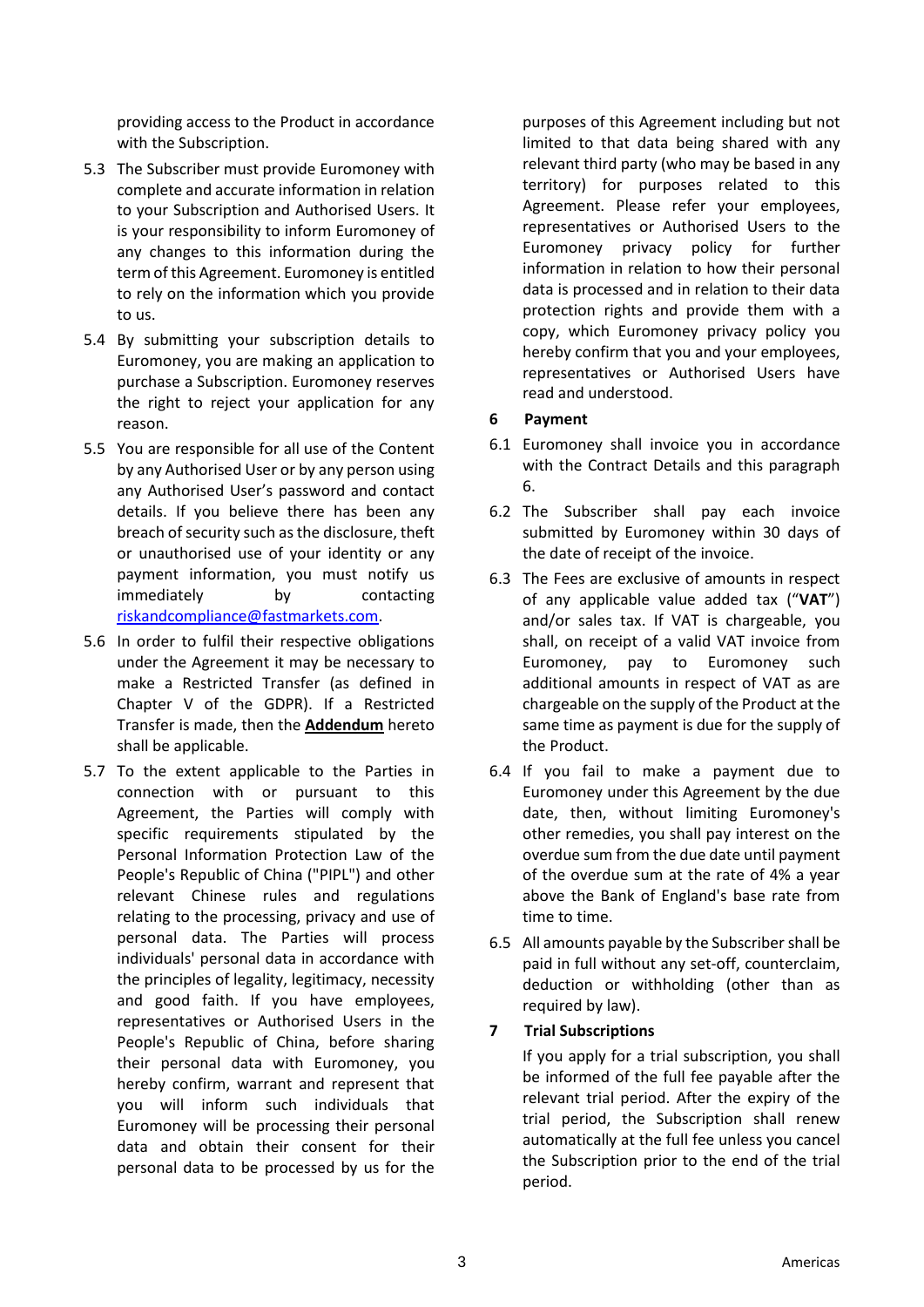providing access to the Product in accordance with the Subscription.

5.3 The Subscriber must provide Euromoney with complete and accurate information in relation to your Subscription and Authorised Users. It is your responsibility to inform Euromoney of any changes to this information during the term of this Agreement. Euromoney is entitled to rely on the information which you provide to us.

5.4 By submitting your subscription details to Euromoney, you are making an application to purchase a Subscription. Euromoney reserves the right to reject your application for any reason.

5.5 You are responsible for all use of the Content by any Authorised User or by any person using any Authorised User's password and contact details. If you believe there has been any breach of security such as the disclosure, theft or unauthorised use of your identity or any payment information, you must notify us immediately by contacting riskandcompliance@fastmarkets.com.

5.6 In order to fulfil their respective obligations under the Agreement it may be necessary to make a Restricted Transfer (as defined in Chapter V of the GDPR). If a Restricted Transfer is made, then the **Addendum** hereto shall be applicable.

5.7 To the extent applicable to the Parties in connection with or pursuant to this Agreement, the Parties will comply with the specific requirements stipulated by the Personal Information Protection Law of the People's Republic of China ("PIPL") and other relevant Chinese rules and regulations relating to the processing, privacy and use of personal data. The Parties will process individuals' personal data in accordance with the principles of legality, legitimacy, necessity and good faith. If you have employees, representatives or Authorised Users in the People's Republic of China, before sharing their personal data with Euromoney, you hereby confirm, warrant and represent that you will inform such individuals that Euromoney will be processing their personal data and obtain their consent for their personal data to be processed by us for the purposes of this Agreement including but not limited to that data being shared with any relevant third party (who may be based in any territory) for purposes related to this Agreement. Please refer your employees, representatives or Authorised Users to the Euromoney privacy policy for further information in relation to how their personal data is processed and in relation to their data protection rights and provide them with a copy, which Euromoney privacy policy you hereby confirm that you and your employees, representatives or Authorised Users have read and understood.

## 6 Payment

6.1 Euromoney shall invoice you in accordance with the Contract Details and this paragraph 6.

6.2 The Subscriber shall pay each invoice submitted by Euromoney within 30 days of the date of receipt of the invoice.

6.3 The Fees are exclusive of amounts in respect of any applicable value added tax ("**VAT**") and/or sales tax. If VAT is chargeable, you shall, on receipt of a valid VAT invoice from Euromoney, pay to Euromoney such additional amounts in respect of VAT as are chargeable on the supply of the Product at the same time as payment is due for the supply of the Product.

6.4 If you fail to make a payment due to Euromoney under this Agreement by the due date, then, without limiting Euromoney's other remedies, you shall pay interest on the overdue sum from the due date until payment of the overdue sum at the rate of 4% a year above the Bank of England's base rate from time to time.

6.5 All amounts payable by the Subscriber shall be paid in full without any set-off, counterclaim, deduction or withholding (other than as required by law).

## 7 Trial Subscriptions

If you apply for a trial subscription, you shall be informed of the full fee payable after the relevant trial period. After the expiry of the trial period, the Subscription shall renew automatically at the full fee unless you cancel the Subscription prior to the end of the trial period.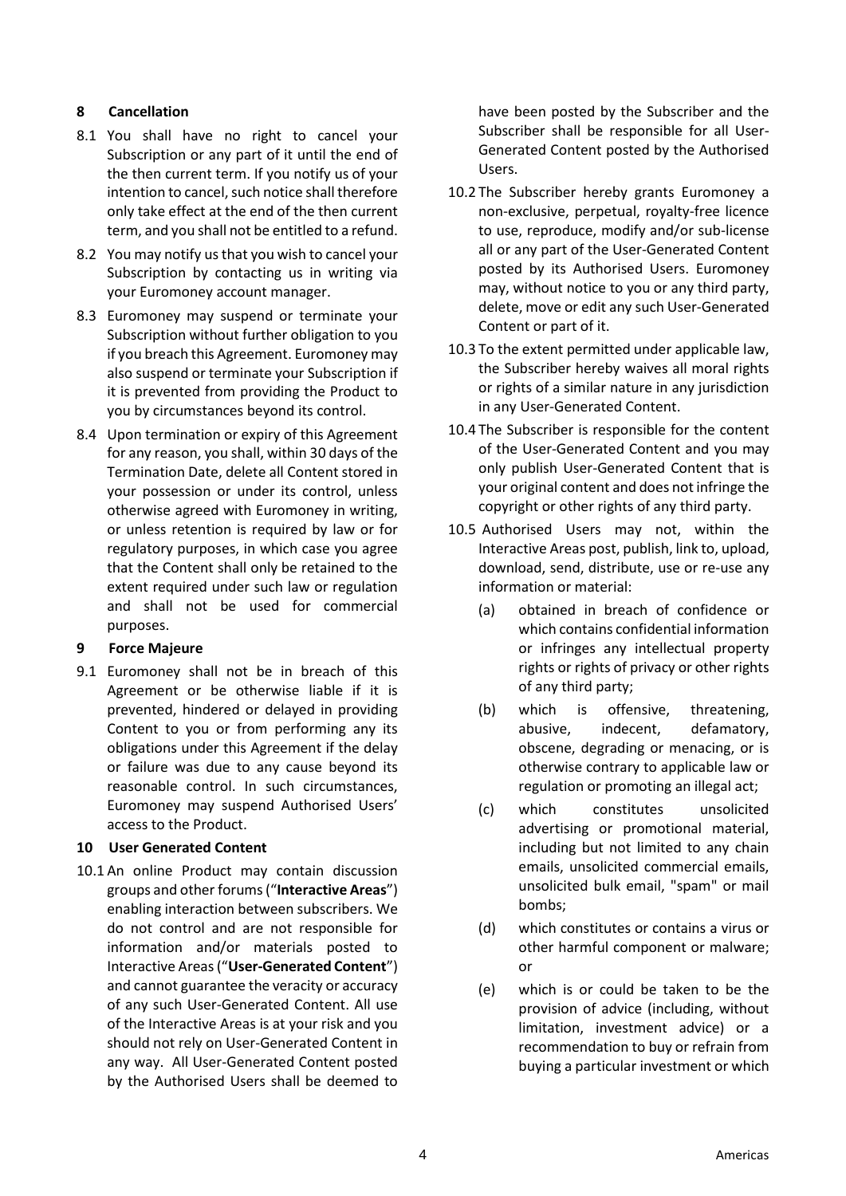## 8 Cancellation

8.1 You shall have no right to cancel your Subscription or any part of it until the end of the then current term. If you notify us of your intention to cancel, such notice shall therefore only take effect at the end of the then current term, and you shall not be entitled to a refund.

8.2 You may notify us that you wish to cancel your Subscription by contacting us in writing via your Euromoney account manager.

8.3 Euromoney may suspend or terminate your Subscription without further obligation to you if you breach this Agreement. Euromoney may also suspend or terminate your Subscription if it is prevented from providing the Product to you by circumstances beyond its control.

8.4 Upon termination or expiry of this Agreement for any reason, you shall, within 30 days of the Termination Date, delete all Content stored in your possession or under its control, unless otherwise agreed with Euromoney in writing, or unless retention is required by law or for regulatory purposes, in which case you agree that the Content shall only be retained to the extent required under such law or regulation and shall not be used for commercial purposes.

## 9 Force Majeure

9.1 Euromoney shall not be in breach of this Agreement or be otherwise liable if it is prevented, hindered or delayed in providing Content to you or from performing any its obligations under this Agreement if the delay or failure was due to any cause beyond its reasonable control. In such circumstances, Euromoney may suspend Authorised Users' access to the Product.

## 10 User Generated Content

10.1 An online Product may contain discussion groups and other forums ("**Interactive Areas**") enabling interaction between subscribers. We do not control and are not responsible for information and/or materials posted to Interactive Areas ("**User-Generated Content**") and cannot guarantee the veracity or accuracy of any such User-Generated Content. All use of the Interactive Areas is at your risk and you should not rely on User-Generated Content in any way. All User-Generated Content posted by the Authorised Users shall be deemed to have been posted by the Subscriber and the Subscriber shall be responsible for all User-Generated Content posted by the Authorised Users.

10.2 The Subscriber hereby grants Euromoney a non-exclusive, perpetual, royalty-free licence to use, reproduce, modify and/or sub-license all or any part of the User-Generated Content posted by its Authorised Users. Euromoney may, without notice to you or any third party, delete, move or edit any such User-Generated Content or part of it.

10.3 To the extent permitted under applicable law, the Subscriber hereby waives all moral rights or rights of a similar nature in any jurisdiction in any User-Generated Content.

10.4 The Subscriber is responsible for the content of the User-Generated Content and you may only publish User-Generated Content that is your original content and does not infringe the copyright or other rights of any third party.

10.5 Authorised Users may not, within the Interactive Areas post, publish, link to, upload, download, send, distribute, use or re-use any information or material:

(a) obtained in breach of confidence or which contains confidential information or infringes any intellectual property rights or rights of privacy or other rights of any third party;

(b) which is offensive, threatening, abusive, indecent, defamatory, obscene, degrading or menacing, or is otherwise contrary to applicable law or regulation or promoting an illegal act;

(c) which constitutes unsolicited advertising or promotional material, including but not limited to any chain emails, unsolicited commercial emails, unsolicited bulk email, "spam" or mail bombs;

(d) which constitutes or contains a virus or other harmful component or malware; or

(e) which is or could be taken to be the provision of advice (including, without limitation, investment advice) or a recommendation to buy or refrain from buying a particular investment or which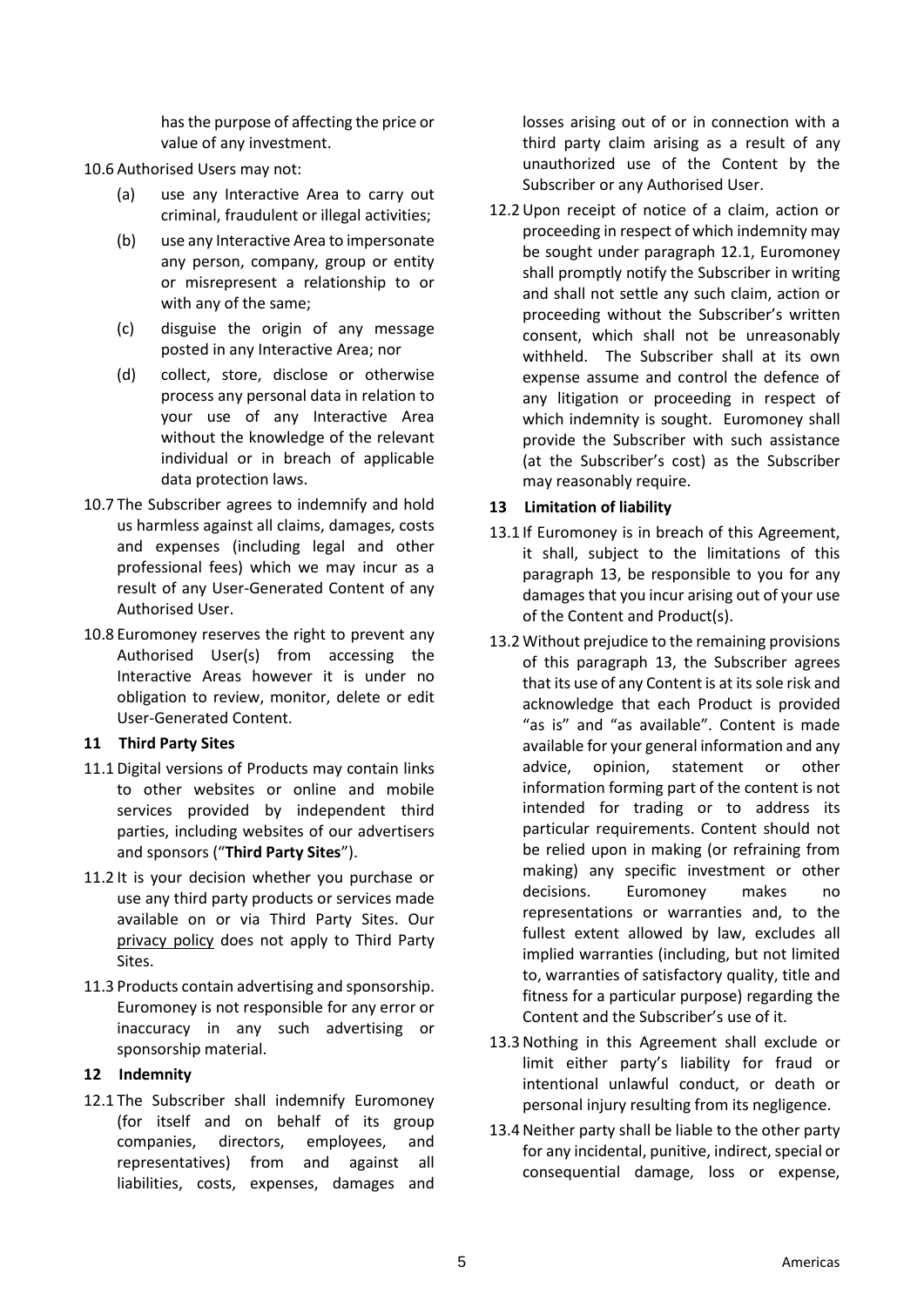has the purpose of affecting the price or value of any investment.

10.6 Authorised Users may not:

(a) use any Interactive Area to carry out criminal, fraudulent or illegal activities;

(b) use any Interactive Area to impersonate any person, company, group or entity or misrepresent a relationship to or with any of the same;

(c) disguise the origin of any message posted in any Interactive Area; nor

(d) collect, store, disclose or otherwise process any personal data in relation to your use of any Interactive Area without the knowledge of the relevant individual or in breach of applicable data protection laws.

10.7 The Subscriber agrees to indemnify and hold us harmless against all claims, damages, costs and expenses (including legal and other professional fees) which we may incur as a result of any User-Generated Content of any Authorised User.

10.8 Euromoney reserves the right to prevent any Authorised User(s) from accessing the Interactive Areas however it is under no obligation to review, monitor, delete or edit User-Generated Content.

## 11 Third Party Sites

11.1 Digital versions of Products may contain links to other websites or online and mobile services provided by independent third parties, including websites of our advertisers and sponsors ("**Third Party Sites**").

11.2 It is your decision whether you purchase or use any third party products or services made available on or via Third Party Sites. Our privacy policy does not apply to Third Party Sites.

11.3 Products contain advertising and sponsorship. Euromoney is not responsible for any error or inaccuracy in any such advertising or sponsorship material.

## 12 Indemnity

12.1 The Subscriber shall indemnify Euromoney (for itself and on behalf of its group companies, directors, employees, and representatives) from and against all liabilities, costs, expenses, damages and losses arising out of or in connection with a third party claim arising as a result of any unauthorized use of the Content by the Subscriber or any Authorised User.

12.2 Upon receipt of notice of a claim, action or proceeding in respect of which indemnity may be sought under paragraph 12.1, Euromoney shall promptly notify the Subscriber in writing and shall not settle any such claim, action or proceeding without the Subscriber's written consent, which shall not be unreasonably withheld. The Subscriber shall at its own expense assume and control the defence of any litigation or proceeding in respect of which indemnity is sought. Euromoney shall provide the Subscriber with such assistance (at the Subscriber's cost) as the Subscriber may reasonably require.

## 13 Limitation of liability

13.1 If Euromoney is in breach of this Agreement, it shall, subject to the limitations of this paragraph 13, be responsible to you for any damages that you incur arising out of your use of the Content and Product(s).

13.2 Without prejudice to the remaining provisions of this paragraph 13, the Subscriber agrees that its use of any Content is at its sole risk and acknowledge that each Product is provided "as is" and "as available". Content is made available for your general information and any advice, opinion, statement or other information forming part of the content is not intended for trading or to address its particular requirements. Content should not be relied upon in making (or refraining from making) any specific investment or other decisions. Euromoney makes no representations or warranties and, to the fullest extent allowed by law, excludes all implied warranties (including, but not limited to, warranties of satisfactory quality, title and fitness for a particular purpose) regarding the Content and the Subscriber's use of it.

13.3 Nothing in this Agreement shall exclude or limit either party's liability for fraud or intentional unlawful conduct, or death or personal injury resulting from its negligence.

13.4 Neither party shall be liable to the other party for any incidental, punitive, indirect, special or consequential damage, loss or expense,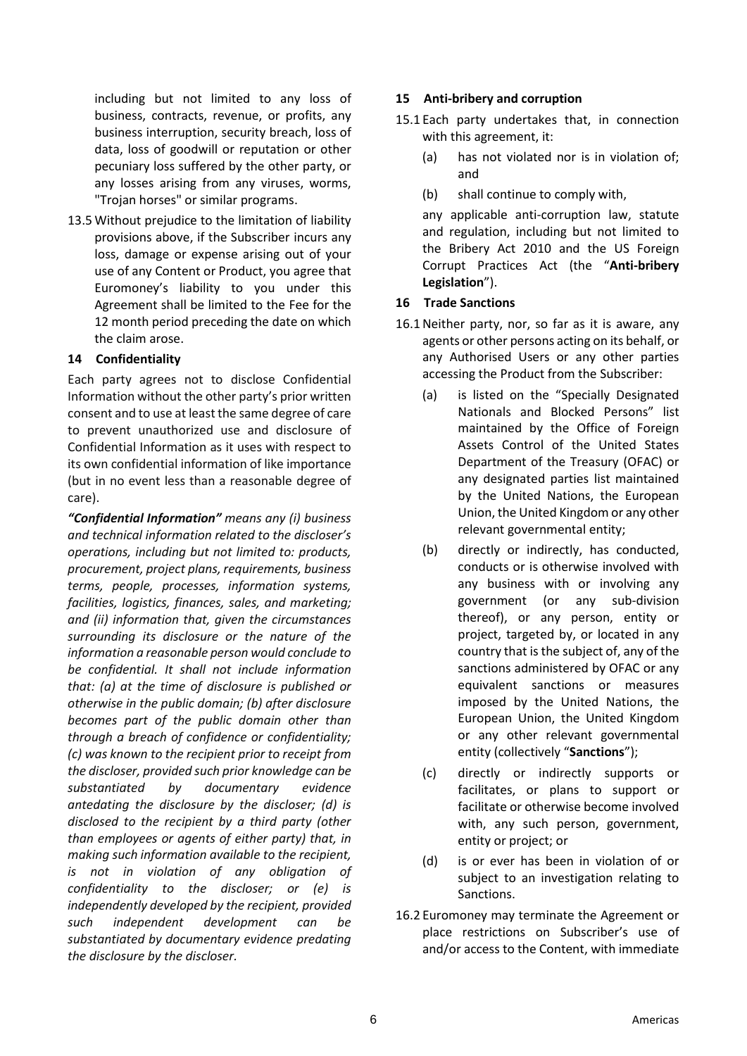including but not limited to any loss of business, contracts, revenue, or profits, any business interruption, security breach, loss of data, loss of goodwill or reputation or other pecuniary loss suffered by the other party, or any losses arising from any viruses, worms, "Trojan horses" or similar programs.

13.5 Without prejudice to the limitation of liability provisions above, if the Subscriber incurs any loss, damage or expense arising out of your use of any Content or Product, you agree that Euromoney's liability to you under this Agreement shall be limited to the Fee for the 12 month period preceding the date on which the claim arose.

## 14 Confidentiality

Each party agrees not to disclose Confidential Information without the other party's prior written consent and to use at least the same degree of care to prevent unauthorized use and disclosure of Confidential Information as it uses with respect to its own confidential information of like importance (but in no event less than a reasonable degree of care).

***"Confidential Information"*** *means any (i) business and technical information related to the discloser's operations, including but not limited to: products, procurement, project plans, requirements, business terms, people, processes, information systems, facilities, logistics, finances, sales, and marketing; and (ii) information that, given the circumstances surrounding its disclosure or the nature of the information a reasonable person would conclude to be confidential. It shall not include information that: (a) at the time of disclosure is published or otherwise in the public domain; (b) after disclosure becomes part of the public domain other than through a breach of confidence or confidentiality; (c) was known to the recipient prior to receipt from the discloser, provided such prior knowledge can be substantiated by documentary evidence antedating the disclosure by the discloser; (d) is disclosed to the recipient by a third party (other than employees or agents of either party) that, in making such information available to the recipient, is not in violation of any obligation of confidentiality to the discloser; or (e) is independently developed by the recipient, provided such independent development can be substantiated by documentary evidence predating the disclosure by the discloser.*

## 15 Anti-bribery and corruption

15.1 Each party undertakes that, in connection with this agreement, it:

(a) has not violated nor is in violation of; and

(b) shall continue to comply with,

any applicable anti-corruption law, statute and regulation, including but not limited to the Bribery Act 2010 and the US Foreign Corrupt Practices Act (the "**Anti-bribery Legislation**").

## 16 Trade Sanctions

16.1 Neither party, nor, so far as it is aware, any agents or other persons acting on its behalf, or any Authorised Users or any other parties accessing the Product from the Subscriber:

(a) is listed on the "Specially Designated Nationals and Blocked Persons" list maintained by the Office of Foreign Assets Control of the United States Department of the Treasury (OFAC) or any designated parties list maintained by the United Nations, the European Union, the United Kingdom or any other relevant governmental entity;

(b) directly or indirectly, has conducted, conducts or is otherwise involved with any business with or involving any government (or any sub-division thereof), or any person, entity or project, targeted by, or located in any country that is the subject of, any of the sanctions administered by OFAC or any equivalent sanctions or measures imposed by the United Nations, the European Union, the United Kingdom or any other relevant governmental entity (collectively "**Sanctions**");

(c) directly or indirectly supports or facilitates, or plans to support or facilitate or otherwise become involved with, any such person, government, entity or project; or

(d) is or ever has been in violation of or subject to an investigation relating to Sanctions.

16.2 Euromoney may terminate the Agreement or place restrictions on Subscriber's use of and/or access to the Content, with immediate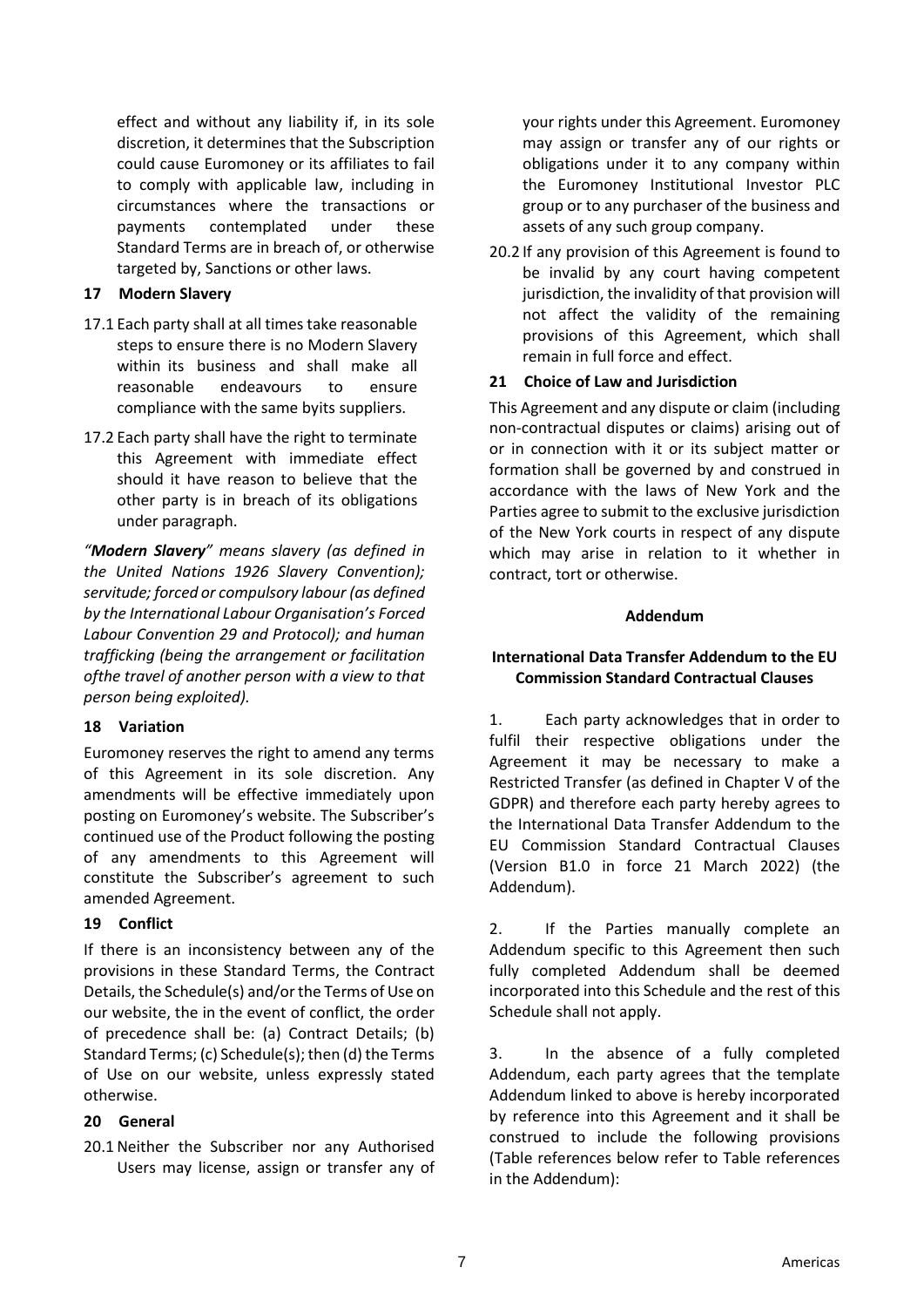effect and without any liability if, in its sole discretion, it determines that the Subscription could cause Euromoney or its affiliates to fail to comply with applicable law, including in circumstances where the transactions or payments contemplated under these Standard Terms are in breach of, or otherwise targeted by, Sanctions or other laws.

**17 Modern Slavery**

17.1 Each party shall at all times take reasonable steps to ensure there is no Modern Slavery within its business and shall make all reasonable endeavours to ensure compliance with the same byits suppliers.

17.2 Each party shall have the right to terminate this Agreement with immediate effect should it have reason to believe that the other party is in breach of its obligations under paragraph.

*"**Modern Slavery**" means slavery (as defined in the United Nations 1926 Slavery Convention); servitude; forced or compulsory labour (as defined by the International Labour Organisation's Forced Labour Convention 29 and Protocol); and human trafficking (being the arrangement or facilitation ofthe travel of another person with a view to that person being exploited).*

**18 Variation**

Euromoney reserves the right to amend any terms of this Agreement in its sole discretion. Any amendments will be effective immediately upon posting on Euromoney's website. The Subscriber's continued use of the Product following the posting of any amendments to this Agreement will constitute the Subscriber's agreement to such amended Agreement.

**19 Conflict**

If there is an inconsistency between any of the provisions in these Standard Terms, the Contract Details, the Schedule(s) and/or the Terms of Use on our website, the in the event of conflict, the order of precedence shall be: (a) Contract Details; (b) Standard Terms; (c) Schedule(s); then (d) the Terms of Use on our website, unless expressly stated otherwise.

**20 General**

20.1 Neither the Subscriber nor any Authorised Users may license, assign or transfer any of your rights under this Agreement. Euromoney may assign or transfer any of our rights or obligations under it to any company within the Euromoney Institutional Investor PLC group or to any purchaser of the business and assets of any such group company.

20.2 If any provision of this Agreement is found to be invalid by any court having competent jurisdiction, the invalidity of that provision will not affect the validity of the remaining provisions of this Agreement, which shall remain in full force and effect.

**21 Choice of Law and Jurisdiction**

This Agreement and any dispute or claim (including non-contractual disputes or claims) arising out of or in connection with it or its subject matter or formation shall be governed by and construed in accordance with the laws of New York and the Parties agree to submit to the exclusive jurisdiction of the New York courts in respect of any dispute which may arise in relation to it whether in contract, tort or otherwise.

**Addendum**

**International Data Transfer Addendum to the EU Commission Standard Contractual Clauses**

1. Each party acknowledges that in order to fulfil their respective obligations under the Agreement it may be necessary to make a Restricted Transfer (as defined in Chapter V of the GDPR) and therefore each party hereby agrees to the International Data Transfer Addendum to the EU Commission Standard Contractual Clauses (Version B1.0 in force 21 March 2022) (the Addendum).

2. If the Parties manually complete an Addendum specific to this Agreement then such fully completed Addendum shall be deemed incorporated into this Schedule and the rest of this Schedule shall not apply.

3. In the absence of a fully completed Addendum, each party agrees that the template Addendum linked to above is hereby incorporated by reference into this Agreement and it shall be construed to include the following provisions (Table references below refer to Table references in the Addendum):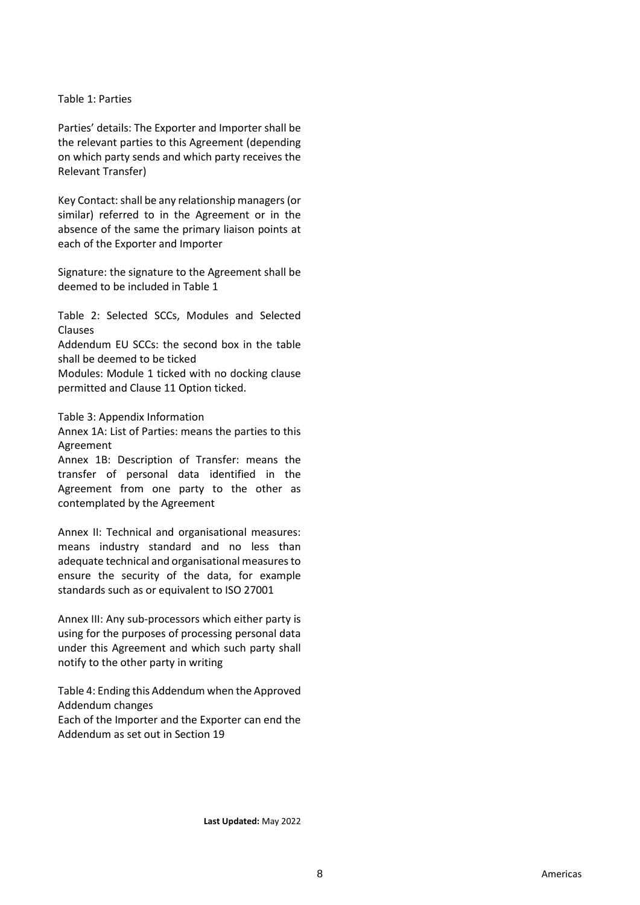Table 1: Parties

Parties' details: The Exporter and Importer shall be the relevant parties to this Agreement (depending on which party sends and which party receives the Relevant Transfer)

Key Contact: shall be any relationship managers (or similar) referred to in the Agreement or in the absence of the same the primary liaison points at each of the Exporter and Importer

Signature: the signature to the Agreement shall be deemed to be included in Table 1

Table 2: Selected SCCs, Modules and Selected Clauses

Addendum EU SCCs: the second box in the table shall be deemed to be ticked

Modules: Module 1 ticked with no docking clause permitted and Clause 11 Option ticked.

Table 3: Appendix Information

Annex 1A: List of Parties: means the parties to this Agreement

Annex 1B: Description of Transfer: means the transfer of personal data identified in the Agreement from one party to the other as contemplated by the Agreement

Annex II: Technical and organisational measures: means industry standard and no less than adequate technical and organisational measures to ensure the security of the data, for example standards such as or equivalent to ISO 27001

Annex III: Any sub-processors which either party is using for the purposes of processing personal data under this Agreement and which such party shall notify to the other party in writing

Table 4: Ending this Addendum when the Approved Addendum changes

Each of the Importer and the Exporter can end the Addendum as set out in Section 19

**Last Updated:** May 2022